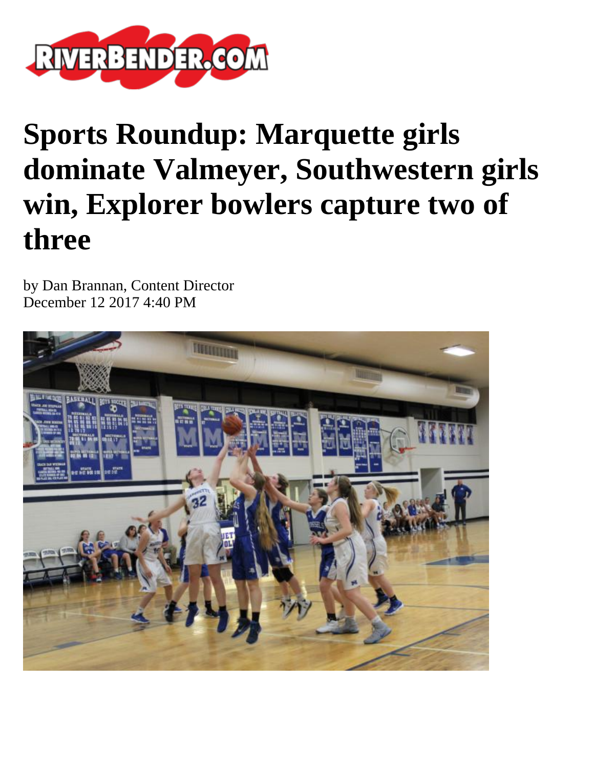# Sports Roundup: Marquette girls dominate Valmeyer, Southwestern girls win, Explorer bowlers capture two of three

by Dan Brannan, Content Director
December 12 2017 4:40 PM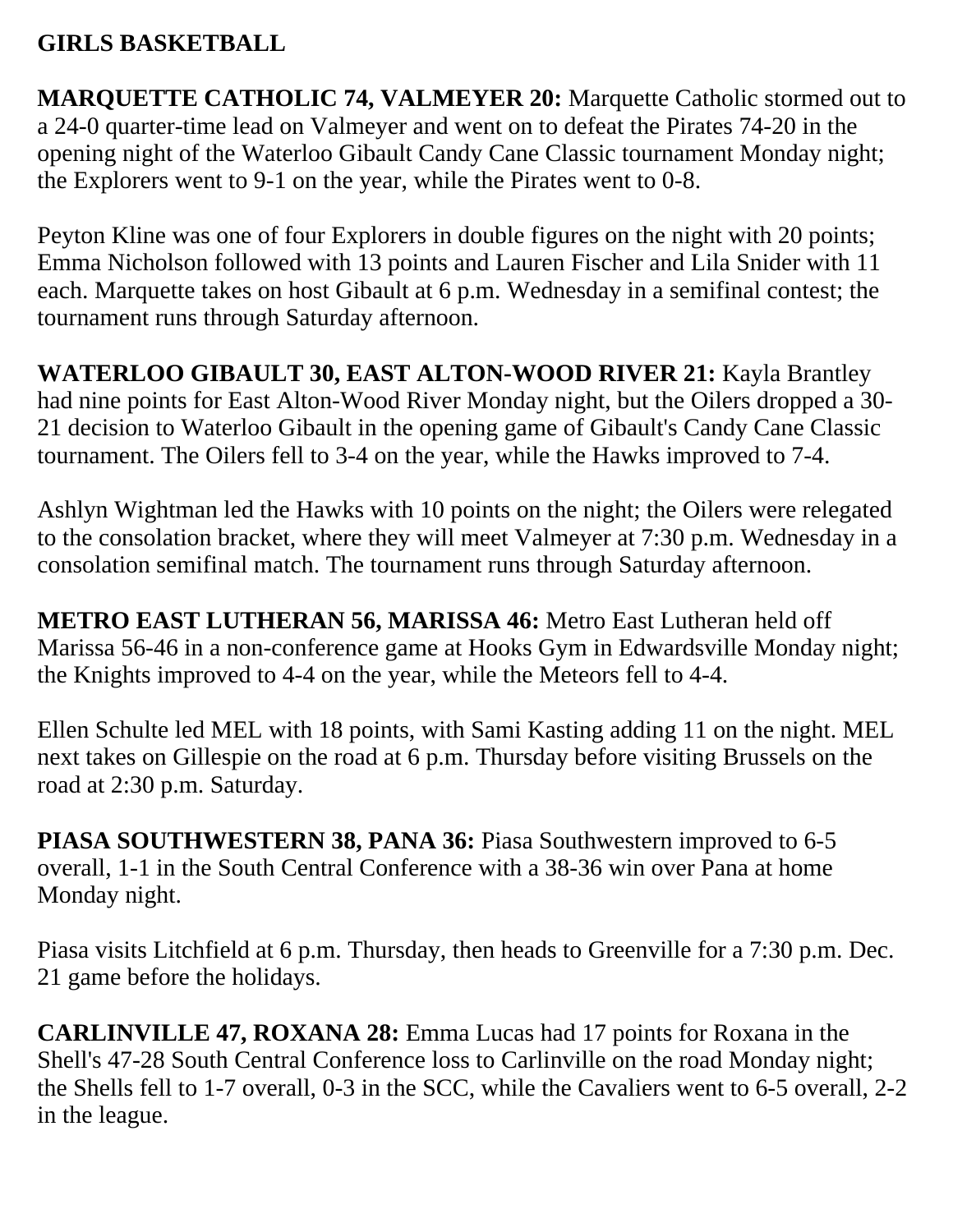**GIRLS BASKETBALL**

**MARQUETTE CATHOLIC 74, VALMEYER 20:** Marquette Catholic stormed out to a 24-0 quarter-time lead on Valmeyer and went on to defeat the Pirates 74-20 in the opening night of the Waterloo Gibault Candy Cane Classic tournament Monday night; the Explorers went to 9-1 on the year, while the Pirates went to 0-8.

Peyton Kline was one of four Explorers in double figures on the night with 20 points; Emma Nicholson followed with 13 points and Lauren Fischer and Lila Snider with 11 each. Marquette takes on host Gibault at 6 p.m. Wednesday in a semifinal contest; the tournament runs through Saturday afternoon.

**WATERLOO GIBAULT 30, EAST ALTON-WOOD RIVER 21:** Kayla Brantley had nine points for East Alton-Wood River Monday night, but the Oilers dropped a 30-21 decision to Waterloo Gibault in the opening game of Gibault's Candy Cane Classic tournament. The Oilers fell to 3-4 on the year, while the Hawks improved to 7-4.

Ashlyn Wightman led the Hawks with 10 points on the night; the Oilers were relegated to the consolation bracket, where they will meet Valmeyer at 7:30 p.m. Wednesday in a consolation semifinal match. The tournament runs through Saturday afternoon.

**METRO EAST LUTHERAN 56, MARISSA 46:** Metro East Lutheran held off Marissa 56-46 in a non-conference game at Hooks Gym in Edwardsville Monday night; the Knights improved to 4-4 on the year, while the Meteors fell to 4-4.

Ellen Schulte led MEL with 18 points, with Sami Kasting adding 11 on the night. MEL next takes on Gillespie on the road at 6 p.m. Thursday before visiting Brussels on the road at 2:30 p.m. Saturday.

**PIASA SOUTHWESTERN 38, PANA 36:** Piasa Southwestern improved to 6-5 overall, 1-1 in the South Central Conference with a 38-36 win over Pana at home Monday night.

Piasa visits Litchfield at 6 p.m. Thursday, then heads to Greenville for a 7:30 p.m. Dec. 21 game before the holidays.

**CARLINVILLE 47, ROXANA 28:** Emma Lucas had 17 points for Roxana in the Shell's 47-28 South Central Conference loss to Carlinville on the road Monday night; the Shells fell to 1-7 overall, 0-3 in the SCC, while the Cavaliers went to 6-5 overall, 2-2 in the league.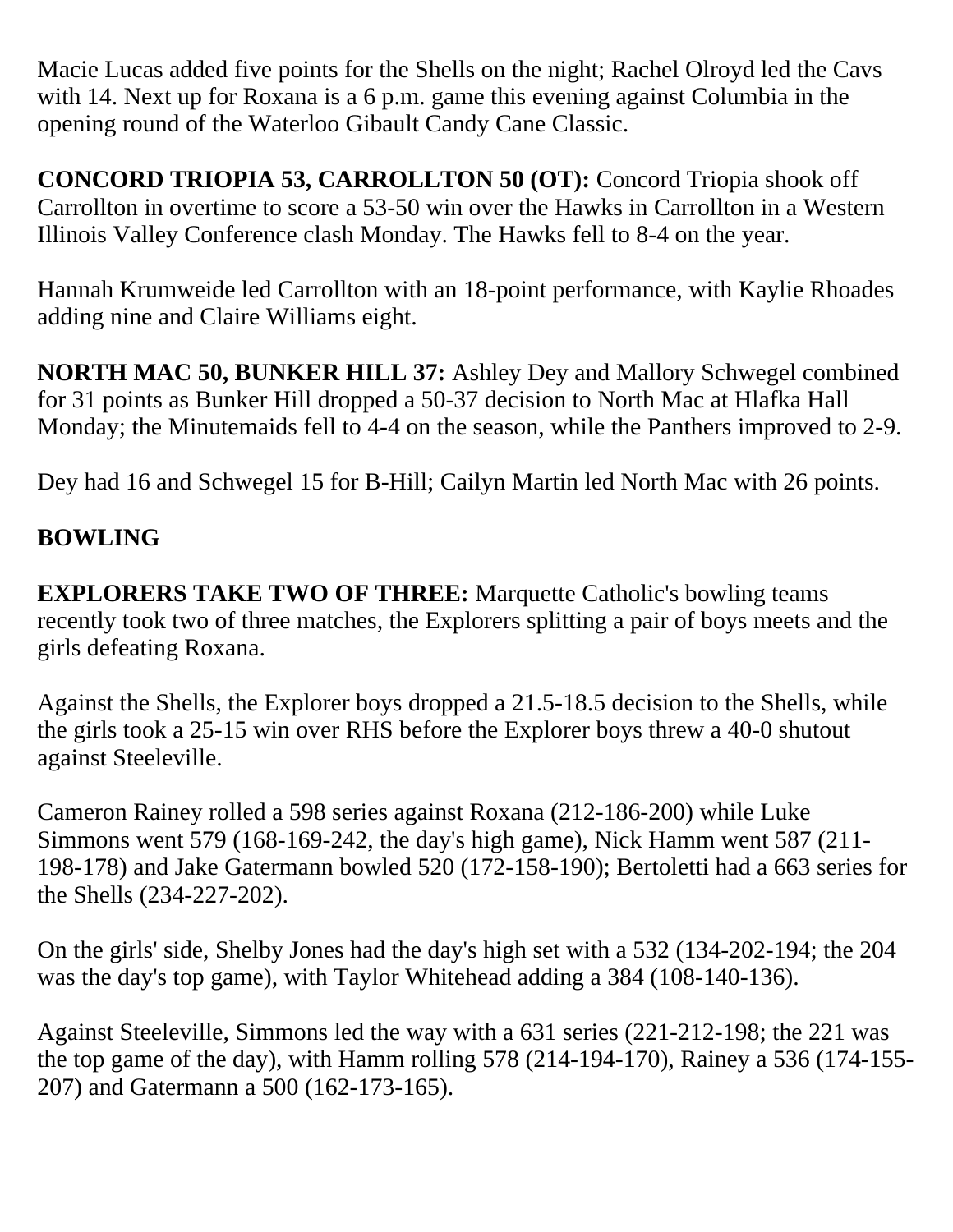Macie Lucas added five points for the Shells on the night; Rachel Olroyd led the Cavs with 14. Next up for Roxana is a 6 p.m. game this evening against Columbia in the opening round of the Waterloo Gibault Candy Cane Classic.

**CONCORD TRIOPIA 53, CARROLLTON 50 (OT):** Concord Triopia shook off Carrollton in overtime to score a 53-50 win over the Hawks in Carrollton in a Western Illinois Valley Conference clash Monday. The Hawks fell to 8-4 on the year.

Hannah Krumweide led Carrollton with an 18-point performance, with Kaylie Rhoades adding nine and Claire Williams eight.

**NORTH MAC 50, BUNKER HILL 37:** Ashley Dey and Mallory Schwegel combined for 31 points as Bunker Hill dropped a 50-37 decision to North Mac at Hlafka Hall Monday; the Minutemaids fell to 4-4 on the season, while the Panthers improved to 2-9.

Dey had 16 and Schwegel 15 for B-Hill; Cailyn Martin led North Mac with 26 points.

**BOWLING**

**EXPLORERS TAKE TWO OF THREE:** Marquette Catholic's bowling teams recently took two of three matches, the Explorers splitting a pair of boys meets and the girls defeating Roxana.

Against the Shells, the Explorer boys dropped a 21.5-18.5 decision to the Shells, while the girls took a 25-15 win over RHS before the Explorer boys threw a 40-0 shutout against Steeleville.

Cameron Rainey rolled a 598 series against Roxana (212-186-200) while Luke Simmons went 579 (168-169-242, the day's high game), Nick Hamm went 587 (211-198-178) and Jake Gatermann bowled 520 (172-158-190); Bertoletti had a 663 series for the Shells (234-227-202).

On the girls' side, Shelby Jones had the day's high set with a 532 (134-202-194; the 204 was the day's top game), with Taylor Whitehead adding a 384 (108-140-136).

Against Steeleville, Simmons led the way with a 631 series (221-212-198; the 221 was the top game of the day), with Hamm rolling 578 (214-194-170), Rainey a 536 (174-155-207) and Gatermann a 500 (162-173-165).